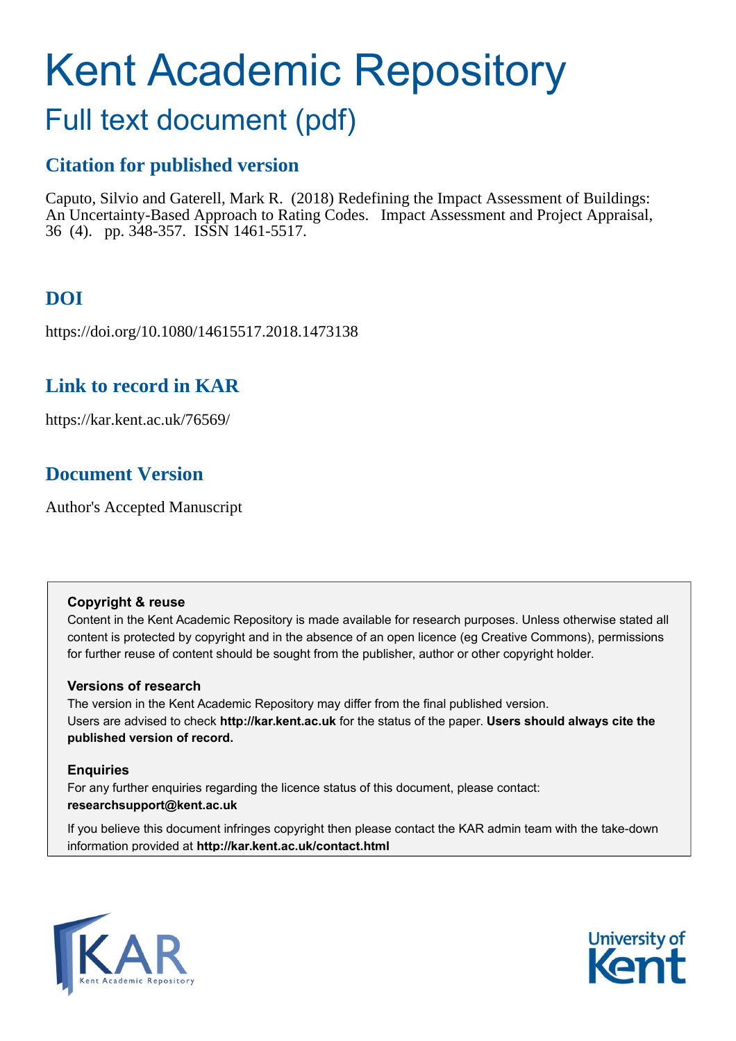# Kent Academic Repository

## Full text document (pdf)

### Citation for published version

Caputo, Silvio and Gaterell, Mark R. (2018) Redefining the Impact Assessment of Buildings: An Uncertainty-Based Approach to Rating Codes. Impact Assessment and Project Appraisal, 36 (4). pp. 348-357. ISSN 1461-5517.

### DOI

https://doi.org/10.1080/14615517.2018.1473138

### Link to record in KAR

https://kar.kent.ac.uk/76569/

### Document Version

Author's Accepted Manuscript

**Copyright & reuse**

Content in the Kent Academic Repository is made available for research purposes. Unless otherwise stated all content is protected by copyright and in the absence of an open licence (eg Creative Commons), permissions for further reuse of content should be sought from the publisher, author or other copyright holder.

**Versions of research**

The version in the Kent Academic Repository may differ from the final published version. Users are advised to check **http://kar.kent.ac.uk** for the status of the paper. **Users should always cite the published version of record.**

**Enquiries**

For any further enquiries regarding the licence status of this document, please contact: **researchsupport@kent.ac.uk**

If you believe this document infringes copyright then please contact the KAR admin team with the take-down information provided at **http://kar.kent.ac.uk/contact.html**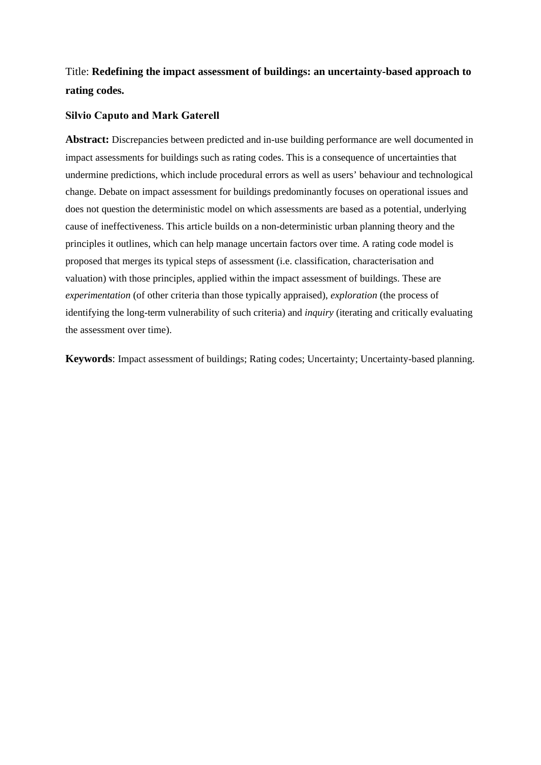Title: **Redefining the impact assessment of buildings: an uncertainty-based approach to rating codes.**

**Silvio Caputo and Mark Gaterell**

**Abstract:** Discrepancies between predicted and in-use building performance are well documented in impact assessments for buildings such as rating codes. This is a consequence of uncertainties that undermine predictions, which include procedural errors as well as users' behaviour and technological change. Debate on impact assessment for buildings predominantly focuses on operational issues and does not question the deterministic model on which assessments are based as a potential, underlying cause of ineffectiveness. This article builds on a non-deterministic urban planning theory and the principles it outlines, which can help manage uncertain factors over time. A rating code model is proposed that merges its typical steps of assessment (i.e. classification, characterisation and valuation) with those principles, applied within the impact assessment of buildings. These are *experimentation* (of other criteria than those typically appraised), *exploration* (the process of identifying the long-term vulnerability of such criteria) and *inquiry* (iterating and critically evaluating the assessment over time).

**Keywords**: Impact assessment of buildings; Rating codes; Uncertainty; Uncertainty-based planning.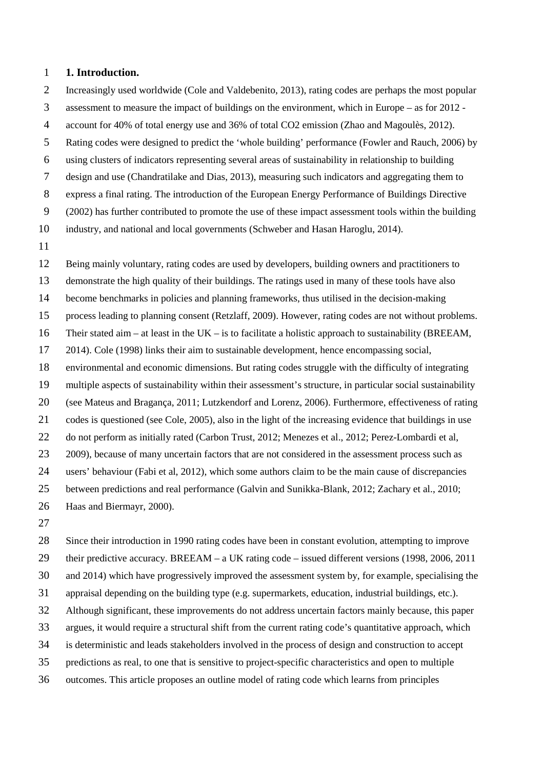# 1. Introduction.

Increasingly used worldwide (Cole and Valdebenito, 2013), rating codes are perhaps the most popular assessment to measure the impact of buildings on the environment, which in Europe – as for 2012 - account for 40% of total energy use and 36% of total $CO_2$ emission (Zhao and Magoulès, 2012). Rating codes were designed to predict the 'whole building' performance (Fowler and Rauch, 2006) by using clusters of indicators representing several areas of sustainability in relationship to building design and use (Chandratilake and Dias, 2013), measuring such indicators and aggregating them to express a final rating. The introduction of the European Energy Performance of Buildings Directive (2002) has further contributed to promote the use of these impact assessment tools within the building industry, and national and local governments (Schweber and Hasan Haroglu, 2014).

Being mainly voluntary, rating codes are used by developers, building owners and practitioners to demonstrate the high quality of their buildings. The ratings used in many of these tools have also become benchmarks in policies and planning frameworks, thus utilised in the decision-making process leading to planning consent (Retzlaff, 2009). However, rating codes are not without problems. Their stated aim – at least in the UK – is to facilitate a holistic approach to sustainability (BREEAM, 2014). Cole (1998) links their aim to sustainable development, hence encompassing social, environmental and economic dimensions. But rating codes struggle with the difficulty of integrating multiple aspects of sustainability within their assessment's structure, in particular social sustainability (see Mateus and Bragança, 2011; Lutzkendorf and Lorenz, 2006). Furthermore, effectiveness of rating codes is questioned (see Cole, 2005), also in the light of the increasing evidence that buildings in use do not perform as initially rated (Carbon Trust, 2012; Menezes et al., 2012; Perez-Lombardi et al, 2009), because of many uncertain factors that are not considered in the assessment process such as users' behaviour (Fabi et al, 2012), which some authors claim to be the main cause of discrepancies between predictions and real performance (Galvin and Sunikka-Blank, 2012; Zachary et al., 2010; Haas and Biermayr, 2000).

Since their introduction in 1990 rating codes have been in constant evolution, attempting to improve their predictive accuracy. BREEAM – a UK rating code – issued different versions (1998, 2006, 2011 and 2014) which have progressively improved the assessment system by, for example, specialising the appraisal depending on the building type (e.g. supermarkets, education, industrial buildings, etc.). Although significant, these improvements do not address uncertain factors mainly because, this paper argues, it would require a structural shift from the current rating code's quantitative approach, which is deterministic and leads stakeholders involved in the process of design and construction to accept predictions as real, to one that is sensitive to project-specific characteristics and open to multiple outcomes. This article proposes an outline model of rating code which learns from principles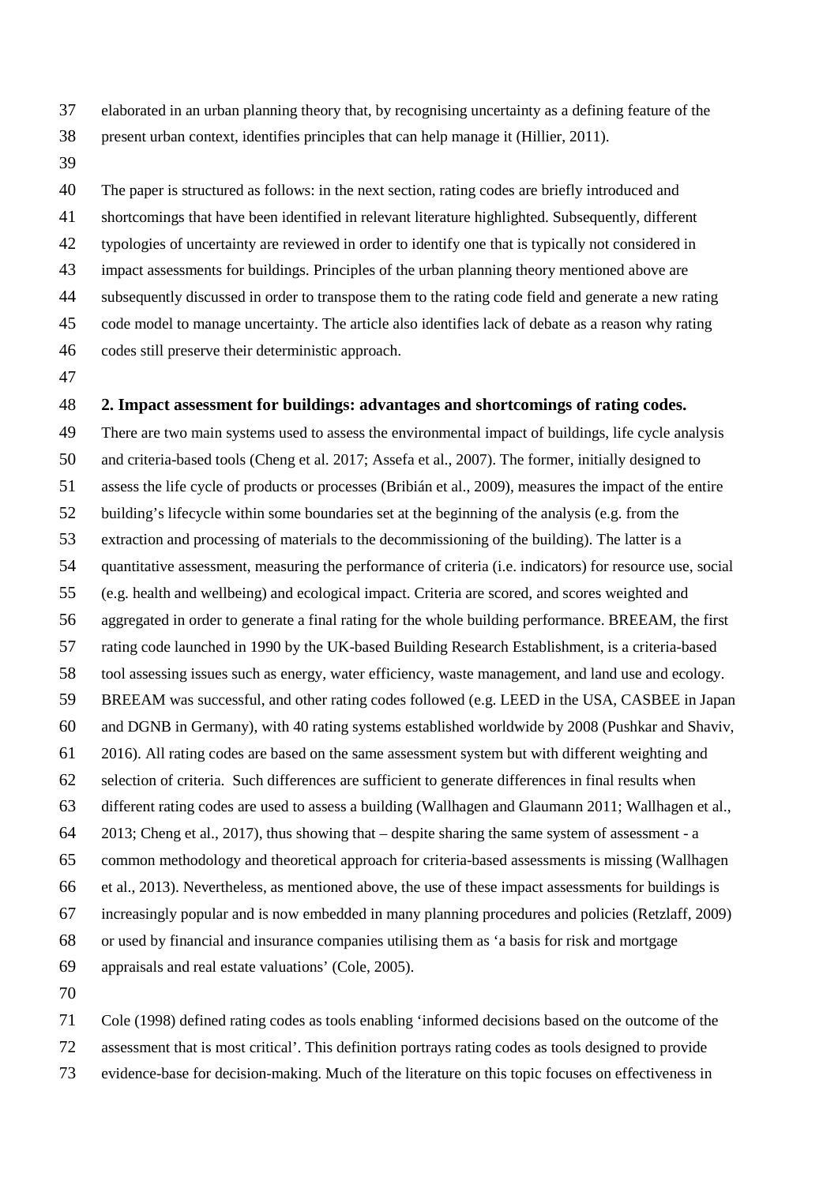elaborated in an urban planning theory that, by recognising uncertainty as a defining feature of the present urban context, identifies principles that can help manage it (Hillier, 2011).

The paper is structured as follows: in the next section, rating codes are briefly introduced and shortcomings that have been identified in relevant literature highlighted. Subsequently, different typologies of uncertainty are reviewed in order to identify one that is typically not considered in impact assessments for buildings. Principles of the urban planning theory mentioned above are subsequently discussed in order to transpose them to the rating code field and generate a new rating code model to manage uncertainty. The article also identifies lack of debate as a reason why rating codes still preserve their deterministic approach.

## 2. Impact assessment for buildings: advantages and shortcomings of rating codes.

There are two main systems used to assess the environmental impact of buildings, life cycle analysis and criteria-based tools (Cheng et al. 2017; Assefa et al., 2007). The former, initially designed to assess the life cycle of products or processes (Bribián et al., 2009), measures the impact of the entire building's lifecycle within some boundaries set at the beginning of the analysis (e.g. from the extraction and processing of materials to the decommissioning of the building). The latter is a quantitative assessment, measuring the performance of criteria (i.e. indicators) for resource use, social (e.g. health and wellbeing) and ecological impact. Criteria are scored, and scores weighted and aggregated in order to generate a final rating for the whole building performance. BREEAM, the first rating code launched in 1990 by the UK-based Building Research Establishment, is a criteria-based tool assessing issues such as energy, water efficiency, waste management, and land use and ecology. BREEAM was successful, and other rating codes followed (e.g. LEED in the USA, CASBEE in Japan and DGNB in Germany), with 40 rating systems established worldwide by 2008 (Pushkar and Shaviv, 2016). All rating codes are based on the same assessment system but with different weighting and selection of criteria. Such differences are sufficient to generate differences in final results when different rating codes are used to assess a building (Wallhagen and Glaumann 2011; Wallhagen et al., 2013; Cheng et al., 2017), thus showing that – despite sharing the same system of assessment - a common methodology and theoretical approach for criteria-based assessments is missing (Wallhagen et al., 2013). Nevertheless, as mentioned above, the use of these impact assessments for buildings is increasingly popular and is now embedded in many planning procedures and policies (Retzlaff, 2009) or used by financial and insurance companies utilising them as 'a basis for risk and mortgage appraisals and real estate valuations' (Cole, 2005).

Cole (1998) defined rating codes as tools enabling 'informed decisions based on the outcome of the assessment that is most critical'. This definition portrays rating codes as tools designed to provide evidence-base for decision-making. Much of the literature on this topic focuses on effectiveness in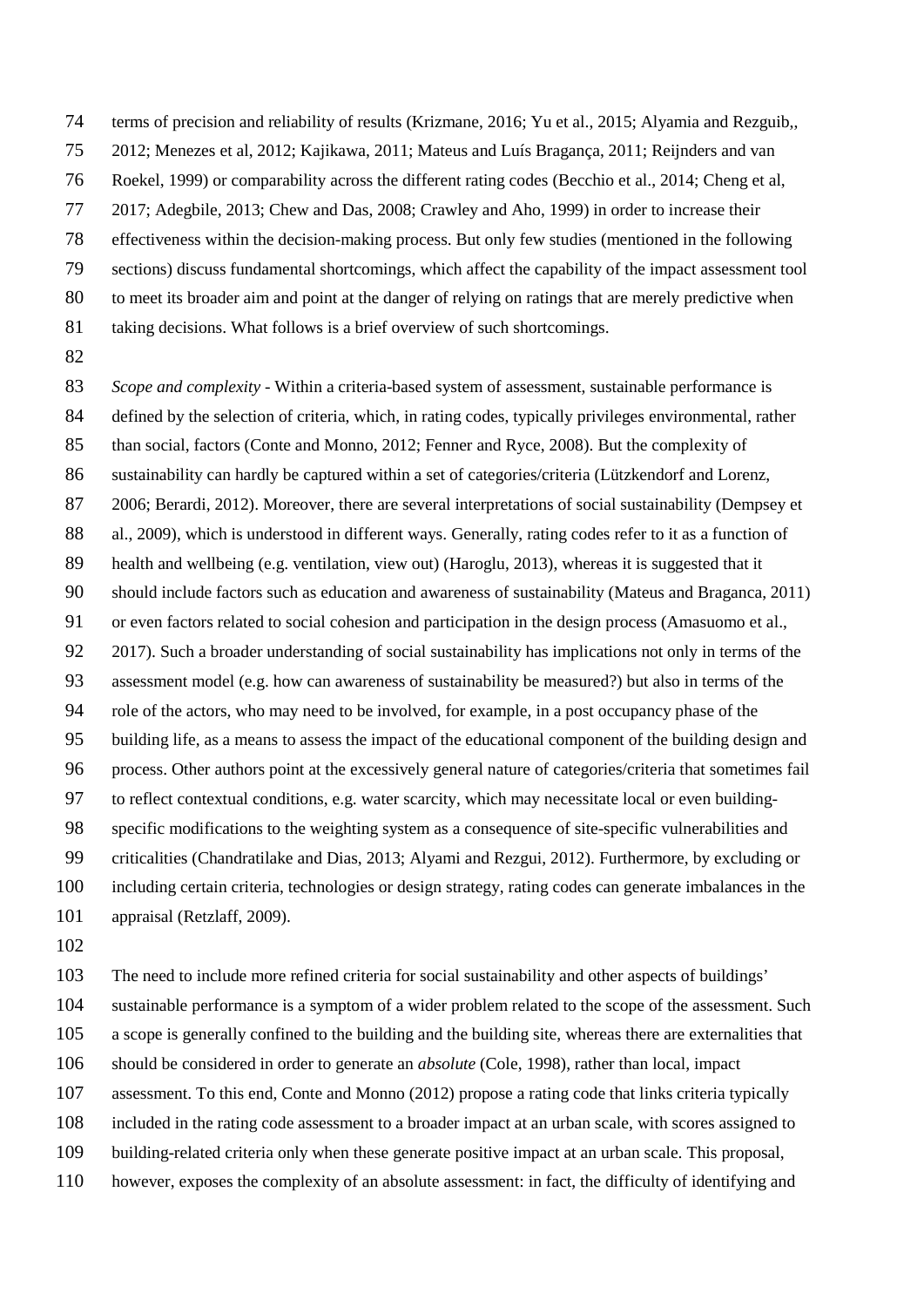terms of precision and reliability of results (Krizmane, 2016; Yu et al., 2015; Alyamia and Rezguib,, 2012; Menezes et al, 2012; Kajikawa, 2011; Mateus and Luís Bragança, 2011; Reijnders and van Roekel, 1999) or comparability across the different rating codes (Becchio et al., 2014; Cheng et al, 2017; Adegbile, 2013; Chew and Das, 2008; Crawley and Aho, 1999) in order to increase their effectiveness within the decision-making process. But only few studies (mentioned in the following sections) discuss fundamental shortcomings, which affect the capability of the impact assessment tool to meet its broader aim and point at the danger of relying on ratings that are merely predictive when taking decisions. What follows is a brief overview of such shortcomings.

*Scope and complexity* - Within a criteria-based system of assessment, sustainable performance is defined by the selection of criteria, which, in rating codes, typically privileges environmental, rather than social, factors (Conte and Monno, 2012; Fenner and Ryce, 2008). But the complexity of sustainability can hardly be captured within a set of categories/criteria (Lützkendorf and Lorenz, 2006; Berardi, 2012). Moreover, there are several interpretations of social sustainability (Dempsey et al., 2009), which is understood in different ways. Generally, rating codes refer to it as a function of health and wellbeing (e.g. ventilation, view out) (Haroglu, 2013), whereas it is suggested that it should include factors such as education and awareness of sustainability (Mateus and Braganca, 2011) or even factors related to social cohesion and participation in the design process (Amasuomo et al., 2017). Such a broader understanding of social sustainability has implications not only in terms of the assessment model (e.g. how can awareness of sustainability be measured?) but also in terms of the role of the actors, who may need to be involved, for example, in a post occupancy phase of the building life, as a means to assess the impact of the educational component of the building design and process. Other authors point at the excessively general nature of categories/criteria that sometimes fail to reflect contextual conditions, e.g. water scarcity, which may necessitate local or even building-specific modifications to the weighting system as a consequence of site-specific vulnerabilities and criticalities (Chandratilake and Dias, 2013; Alyami and Rezgui, 2012). Furthermore, by excluding or including certain criteria, technologies or design strategy, rating codes can generate imbalances in the appraisal (Retzlaff, 2009).

The need to include more refined criteria for social sustainability and other aspects of buildings' sustainable performance is a symptom of a wider problem related to the scope of the assessment. Such a scope is generally confined to the building and the building site, whereas there are externalities that should be considered in order to generate an *absolute* (Cole, 1998), rather than local, impact assessment. To this end, Conte and Monno (2012) propose a rating code that links criteria typically included in the rating code assessment to a broader impact at an urban scale, with scores assigned to building-related criteria only when these generate positive impact at an urban scale. This proposal, however, exposes the complexity of an absolute assessment: in fact, the difficulty of identifying and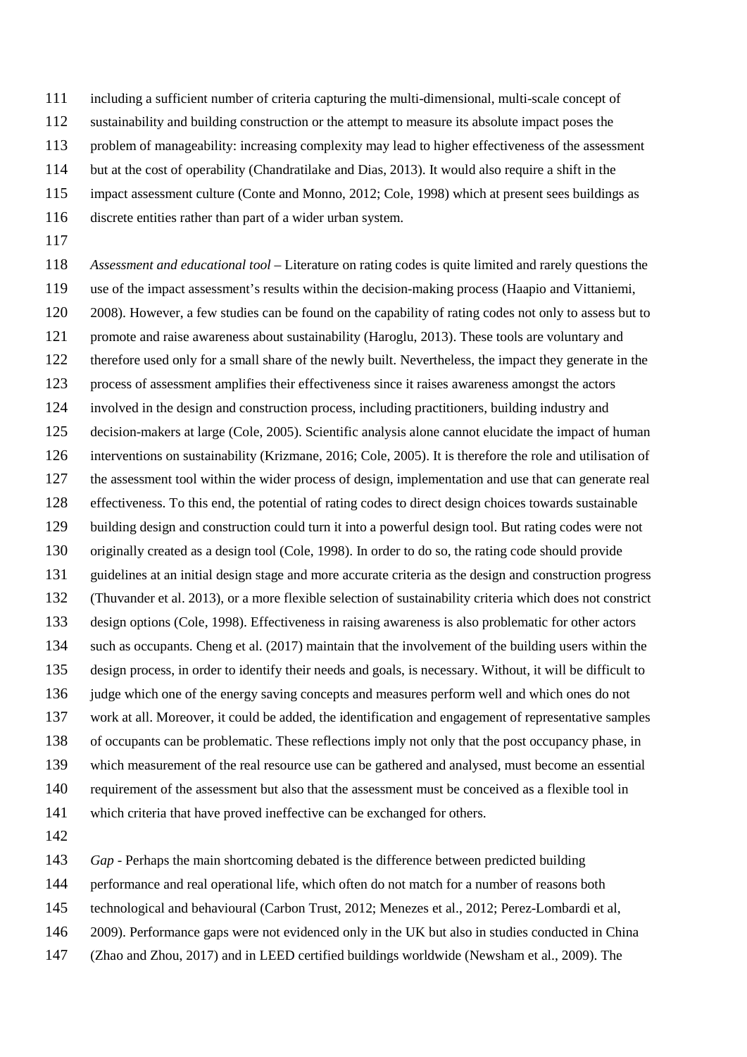including a sufficient number of criteria capturing the multi-dimensional, multi-scale concept of sustainability and building construction or the attempt to measure its absolute impact poses the problem of manageability: increasing complexity may lead to higher effectiveness of the assessment but at the cost of operability (Chandratilake and Dias, 2013). It would also require a shift in the impact assessment culture (Conte and Monno, 2012; Cole, 1998) which at present sees buildings as discrete entities rather than part of a wider urban system.

*Assessment and educational tool* – Literature on rating codes is quite limited and rarely questions the use of the impact assessment's results within the decision-making process (Haapio and Vittaniemi, 2008). However, a few studies can be found on the capability of rating codes not only to assess but to promote and raise awareness about sustainability (Haroglu, 2013). These tools are voluntary and therefore used only for a small share of the newly built. Nevertheless, the impact they generate in the process of assessment amplifies their effectiveness since it raises awareness amongst the actors involved in the design and construction process, including practitioners, building industry and decision-makers at large (Cole, 2005). Scientific analysis alone cannot elucidate the impact of human interventions on sustainability (Krizmane, 2016; Cole, 2005). It is therefore the role and utilisation of the assessment tool within the wider process of design, implementation and use that can generate real effectiveness. To this end, the potential of rating codes to direct design choices towards sustainable building design and construction could turn it into a powerful design tool. But rating codes were not originally created as a design tool (Cole, 1998). In order to do so, the rating code should provide guidelines at an initial design stage and more accurate criteria as the design and construction progress (Thuvander et al. 2013), or a more flexible selection of sustainability criteria which does not constrict design options (Cole, 1998). Effectiveness in raising awareness is also problematic for other actors such as occupants. Cheng et al. (2017) maintain that the involvement of the building users within the design process, in order to identify their needs and goals, is necessary. Without, it will be difficult to judge which one of the energy saving concepts and measures perform well and which ones do not work at all. Moreover, it could be added, the identification and engagement of representative samples of occupants can be problematic. These reflections imply not only that the post occupancy phase, in which measurement of the real resource use can be gathered and analysed, must become an essential requirement of the assessment but also that the assessment must be conceived as a flexible tool in which criteria that have proved ineffective can be exchanged for others.

*Gap* - Perhaps the main shortcoming debated is the difference between predicted building performance and real operational life, which often do not match for a number of reasons both technological and behavioural (Carbon Trust, 2012; Menezes et al., 2012; Perez-Lombardi et al, 2009). Performance gaps were not evidenced only in the UK but also in studies conducted in China (Zhao and Zhou, 2017) and in LEED certified buildings worldwide (Newsham et al., 2009). The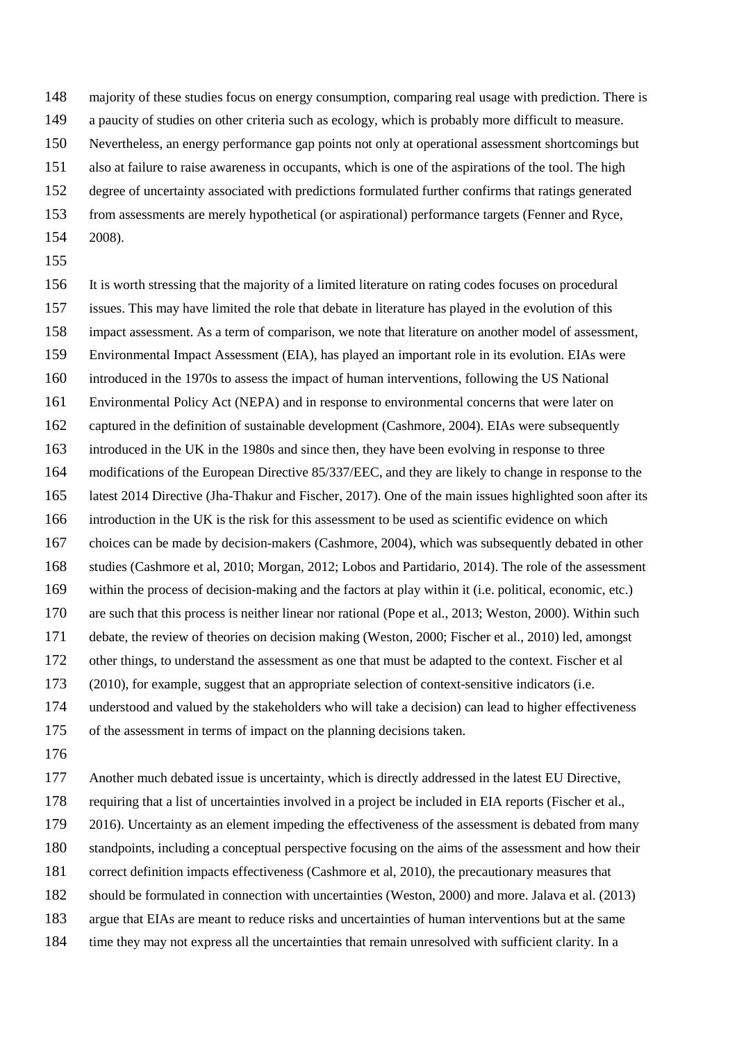majority of these studies focus on energy consumption, comparing real usage with prediction. There is a paucity of studies on other criteria such as ecology, which is probably more difficult to measure. Nevertheless, an energy performance gap points not only at operational assessment shortcomings but also at failure to raise awareness in occupants, which is one of the aspirations of the tool. The high degree of uncertainty associated with predictions formulated further confirms that ratings generated from assessments are merely hypothetical (or aspirational) performance targets (Fenner and Ryce, 2008).

It is worth stressing that the majority of a limited literature on rating codes focuses on procedural issues. This may have limited the role that debate in literature has played in the evolution of this impact assessment. As a term of comparison, we note that literature on another model of assessment, Environmental Impact Assessment (EIA), has played an important role in its evolution. EIAs were introduced in the 1970s to assess the impact of human interventions, following the US National Environmental Policy Act (NEPA) and in response to environmental concerns that were later on captured in the definition of sustainable development (Cashmore, 2004). EIAs were subsequently introduced in the UK in the 1980s and since then, they have been evolving in response to three modifications of the European Directive 85/337/EEC, and they are likely to change in response to the latest 2014 Directive (Jha-Thakur and Fischer, 2017). One of the main issues highlighted soon after its introduction in the UK is the risk for this assessment to be used as scientific evidence on which choices can be made by decision-makers (Cashmore, 2004), which was subsequently debated in other studies (Cashmore et al, 2010; Morgan, 2012; Lobos and Partidario, 2014). The role of the assessment within the process of decision-making and the factors at play within it (i.e. political, economic, etc.) are such that this process is neither linear nor rational (Pope et al., 2013; Weston, 2000). Within such debate, the review of theories on decision making (Weston, 2000; Fischer et al., 2010) led, amongst other things, to understand the assessment as one that must be adapted to the context. Fischer et al (2010), for example, suggest that an appropriate selection of context-sensitive indicators (i.e. understood and valued by the stakeholders who will take a decision) can lead to higher effectiveness of the assessment in terms of impact on the planning decisions taken.

Another much debated issue is uncertainty, which is directly addressed in the latest EU Directive, requiring that a list of uncertainties involved in a project be included in EIA reports (Fischer et al., 2016). Uncertainty as an element impeding the effectiveness of the assessment is debated from many standpoints, including a conceptual perspective focusing on the aims of the assessment and how their correct definition impacts effectiveness (Cashmore et al, 2010), the precautionary measures that should be formulated in connection with uncertainties (Weston, 2000) and more. Jalava et al. (2013) argue that EIAs are meant to reduce risks and uncertainties of human interventions but at the same time they may not express all the uncertainties that remain unresolved with sufficient clarity. In a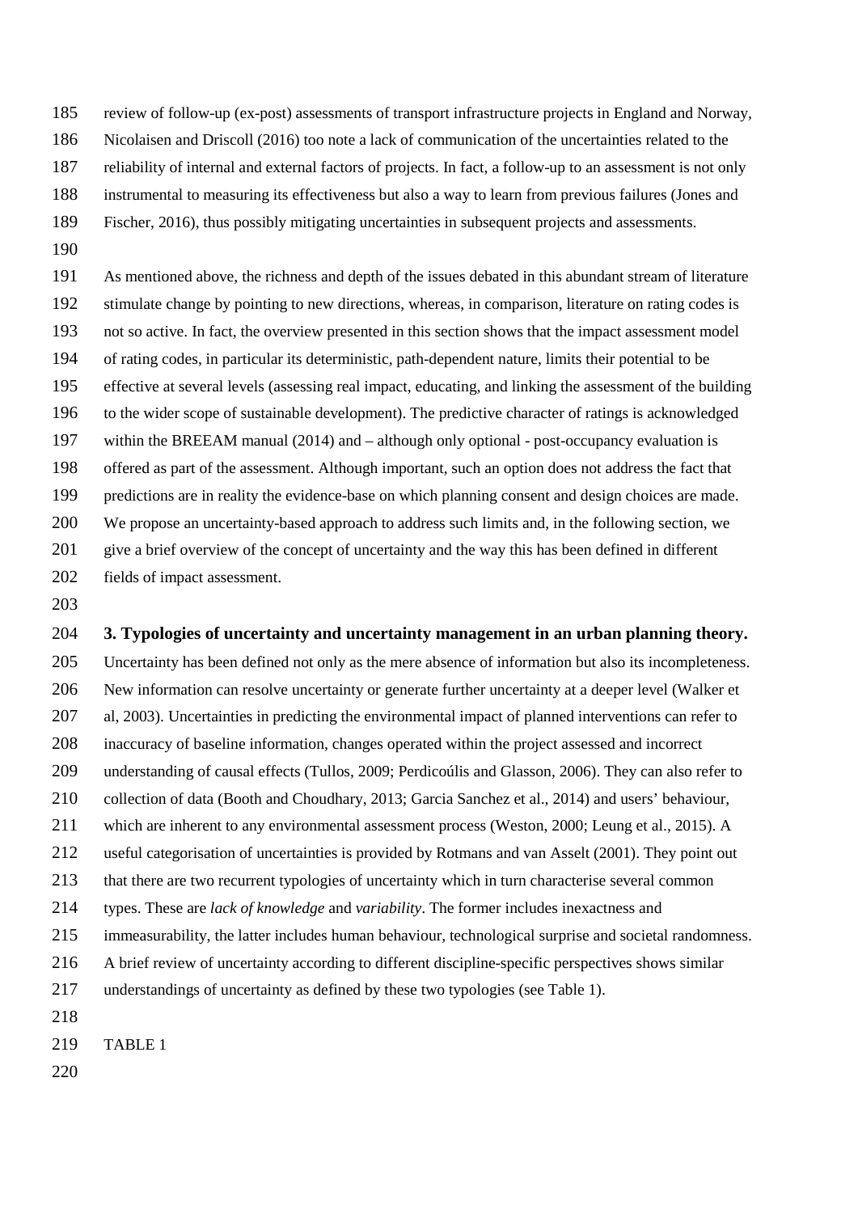review of follow-up (ex-post) assessments of transport infrastructure projects in England and Norway, Nicolaisen and Driscoll (2016) too note a lack of communication of the uncertainties related to the reliability of internal and external factors of projects. In fact, a follow-up to an assessment is not only instrumental to measuring its effectiveness but also a way to learn from previous failures (Jones and Fischer, 2016), thus possibly mitigating uncertainties in subsequent projects and assessments.

As mentioned above, the richness and depth of the issues debated in this abundant stream of literature stimulate change by pointing to new directions, whereas, in comparison, literature on rating codes is not so active. In fact, the overview presented in this section shows that the impact assessment model of rating codes, in particular its deterministic, path-dependent nature, limits their potential to be effective at several levels (assessing real impact, educating, and linking the assessment of the building to the wider scope of sustainable development). The predictive character of ratings is acknowledged within the BREEAM manual (2014) and – although only optional - post-occupancy evaluation is offered as part of the assessment. Although important, such an option does not address the fact that predictions are in reality the evidence-base on which planning consent and design choices are made. We propose an uncertainty-based approach to address such limits and, in the following section, we give a brief overview of the concept of uncertainty and the way this has been defined in different fields of impact assessment.

## 3. Typologies of uncertainty and uncertainty management in an urban planning theory.

Uncertainty has been defined not only as the mere absence of information but also its incompleteness. New information can resolve uncertainty or generate further uncertainty at a deeper level (Walker et al, 2003). Uncertainties in predicting the environmental impact of planned interventions can refer to inaccuracy of baseline information, changes operated within the project assessed and incorrect understanding of causal effects (Tullos, 2009; Perdicoúlis and Glasson, 2006). They can also refer to collection of data (Booth and Choudhary, 2013; Garcia Sanchez et al., 2014) and users' behaviour, which are inherent to any environmental assessment process (Weston, 2000; Leung et al., 2015). A useful categorisation of uncertainties is provided by Rotmans and van Asselt (2001). They point out that there are two recurrent typologies of uncertainty which in turn characterise several common types. These are *lack of knowledge* and *variability*. The former includes inexactness and immeasurability, the latter includes human behaviour, technological surprise and societal randomness. A brief review of uncertainty according to different discipline-specific perspectives shows similar understandings of uncertainty as defined by these two typologies (see Table 1).

TABLE 1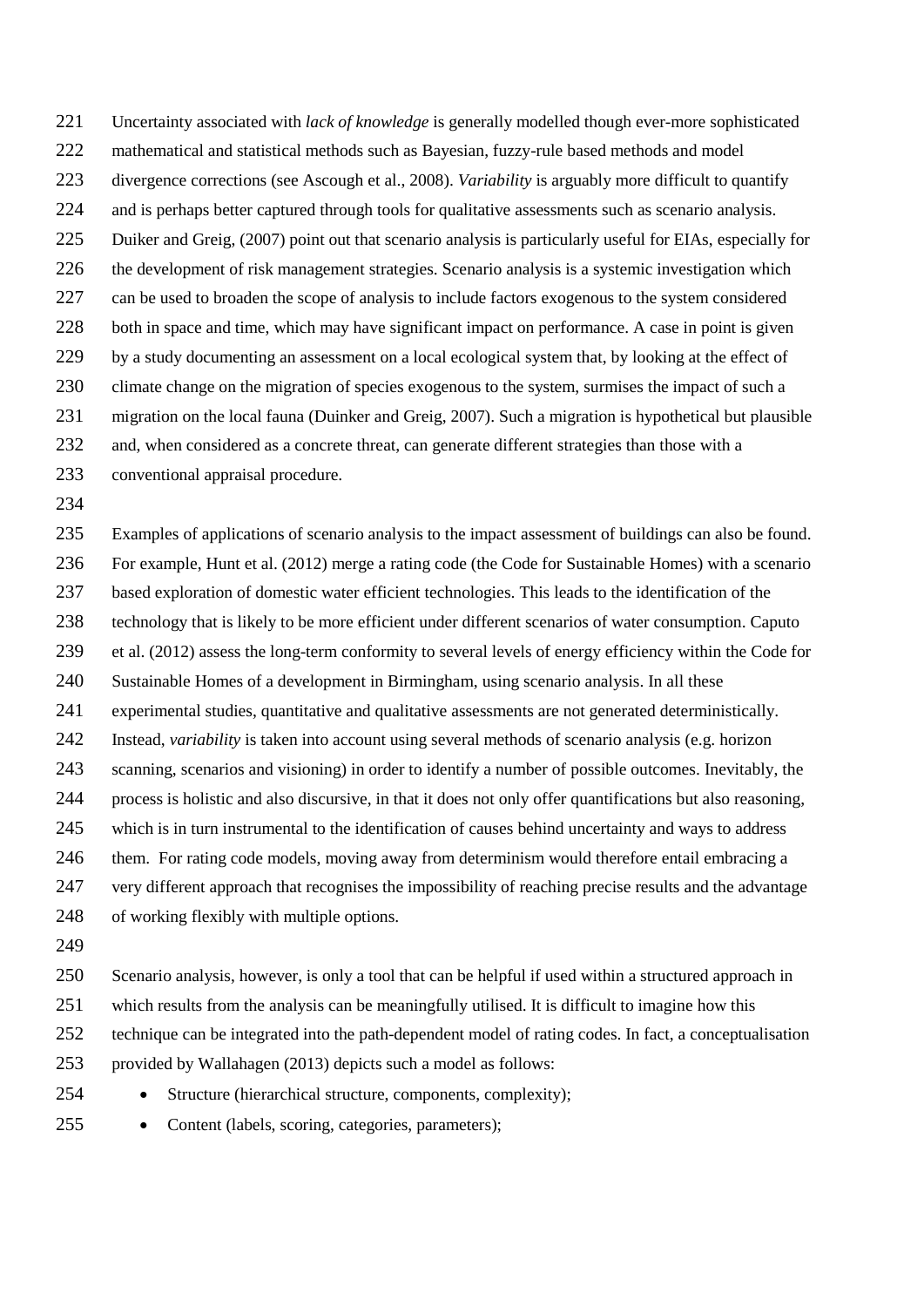Uncertainty associated with *lack of knowledge* is generally modelled though ever-more sophisticated mathematical and statistical methods such as Bayesian, fuzzy-rule based methods and model divergence corrections (see Ascough et al., 2008). *Variability* is arguably more difficult to quantify and is perhaps better captured through tools for qualitative assessments such as scenario analysis. Duiker and Greig, (2007) point out that scenario analysis is particularly useful for EIAs, especially for the development of risk management strategies. Scenario analysis is a systemic investigation which can be used to broaden the scope of analysis to include factors exogenous to the system considered both in space and time, which may have significant impact on performance. A case in point is given by a study documenting an assessment on a local ecological system that, by looking at the effect of climate change on the migration of species exogenous to the system, surmises the impact of such a migration on the local fauna (Duinker and Greig, 2007). Such a migration is hypothetical but plausible and, when considered as a concrete threat, can generate different strategies than those with a conventional appraisal procedure.

Examples of applications of scenario analysis to the impact assessment of buildings can also be found. For example, Hunt et al. (2012) merge a rating code (the Code for Sustainable Homes) with a scenario based exploration of domestic water efficient technologies. This leads to the identification of the technology that is likely to be more efficient under different scenarios of water consumption. Caputo et al. (2012) assess the long-term conformity to several levels of energy efficiency within the Code for Sustainable Homes of a development in Birmingham, using scenario analysis. In all these experimental studies, quantitative and qualitative assessments are not generated deterministically. Instead, *variability* is taken into account using several methods of scenario analysis (e.g. horizon scanning, scenarios and visioning) in order to identify a number of possible outcomes. Inevitably, the process is holistic and also discursive, in that it does not only offer quantifications but also reasoning, which is in turn instrumental to the identification of causes behind uncertainty and ways to address them. For rating code models, moving away from determinism would therefore entail embracing a very different approach that recognises the impossibility of reaching precise results and the advantage of working flexibly with multiple options.

Scenario analysis, however, is only a tool that can be helpful if used within a structured approach in which results from the analysis can be meaningfully utilised. It is difficult to imagine how this technique can be integrated into the path-dependent model of rating codes. In fact, a conceptualisation provided by Wallahagen (2013) depicts such a model as follows:

- Structure (hierarchical structure, components, complexity);
- Content (labels, scoring, categories, parameters);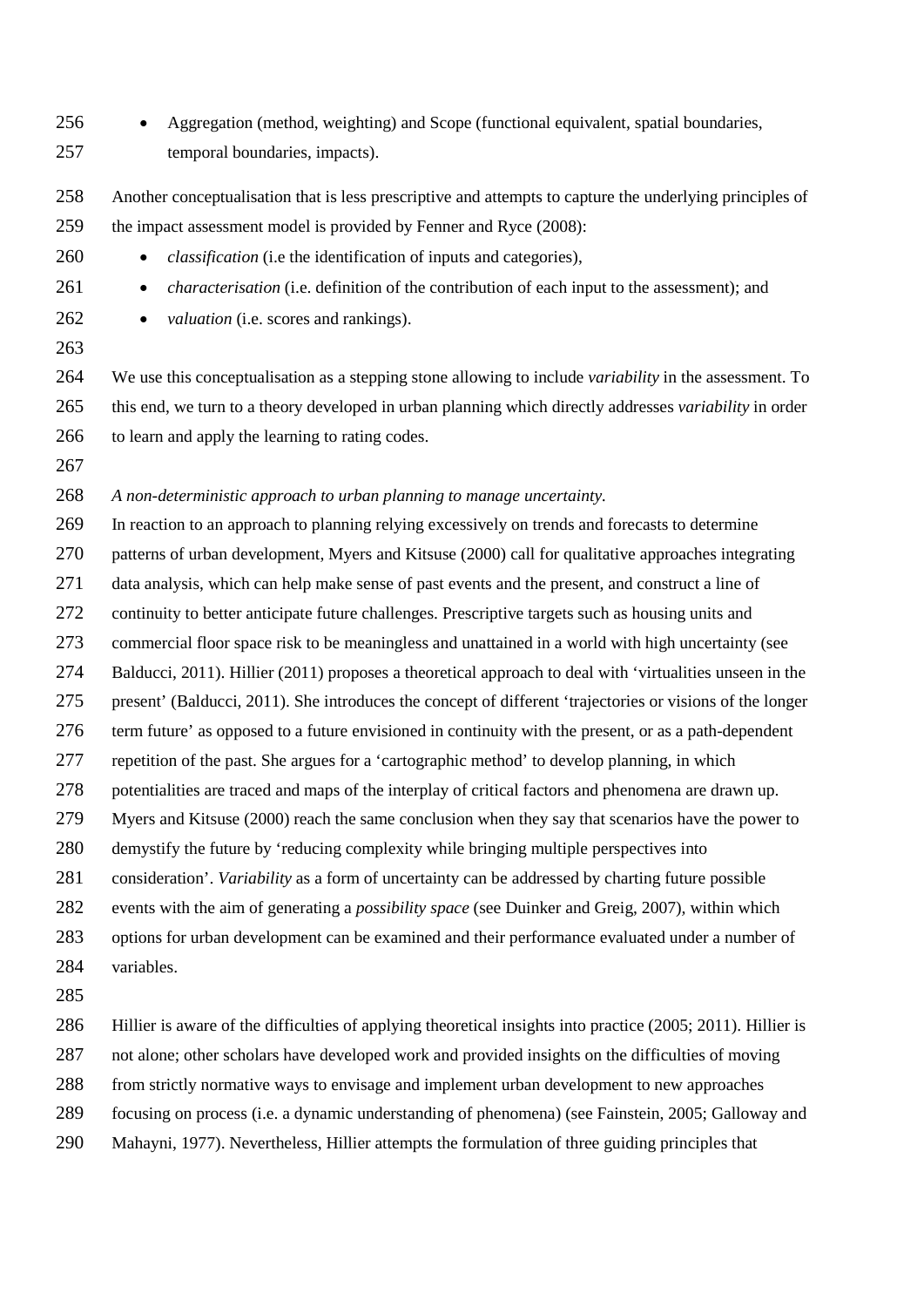- Aggregation (method, weighting) and Scope (functional equivalent, spatial boundaries, temporal boundaries, impacts).

Another conceptualisation that is less prescriptive and attempts to capture the underlying principles of the impact assessment model is provided by Fenner and Ryce (2008):

- *classification* (i.e the identification of inputs and categories),
- *characterisation* (i.e. definition of the contribution of each input to the assessment); and
- *valuation* (i.e. scores and rankings).

We use this conceptualisation as a stepping stone allowing to include *variability* in the assessment. To this end, we turn to a theory developed in urban planning which directly addresses *variability* in order to learn and apply the learning to rating codes.

*A non-deterministic approach to urban planning to manage uncertainty.*

In reaction to an approach to planning relying excessively on trends and forecasts to determine patterns of urban development, Myers and Kitsuse (2000) call for qualitative approaches integrating data analysis, which can help make sense of past events and the present, and construct a line of continuity to better anticipate future challenges. Prescriptive targets such as housing units and commercial floor space risk to be meaningless and unattained in a world with high uncertainty (see Balducci, 2011). Hillier (2011) proposes a theoretical approach to deal with 'virtualities unseen in the present' (Balducci, 2011). She introduces the concept of different 'trajectories or visions of the longer term future' as opposed to a future envisioned in continuity with the present, or as a path-dependent repetition of the past. She argues for a 'cartographic method' to develop planning, in which potentialities are traced and maps of the interplay of critical factors and phenomena are drawn up. Myers and Kitsuse (2000) reach the same conclusion when they say that scenarios have the power to demystify the future by 'reducing complexity while bringing multiple perspectives into consideration'. *Variability* as a form of uncertainty can be addressed by charting future possible events with the aim of generating a *possibility space* (see Duinker and Greig, 2007), within which options for urban development can be examined and their performance evaluated under a number of variables.

Hillier is aware of the difficulties of applying theoretical insights into practice (2005; 2011). Hillier is not alone; other scholars have developed work and provided insights on the difficulties of moving from strictly normative ways to envisage and implement urban development to new approaches focusing on process (i.e. a dynamic understanding of phenomena) (see Fainstein, 2005; Galloway and Mahayni, 1977). Nevertheless, Hillier attempts the formulation of three guiding principles that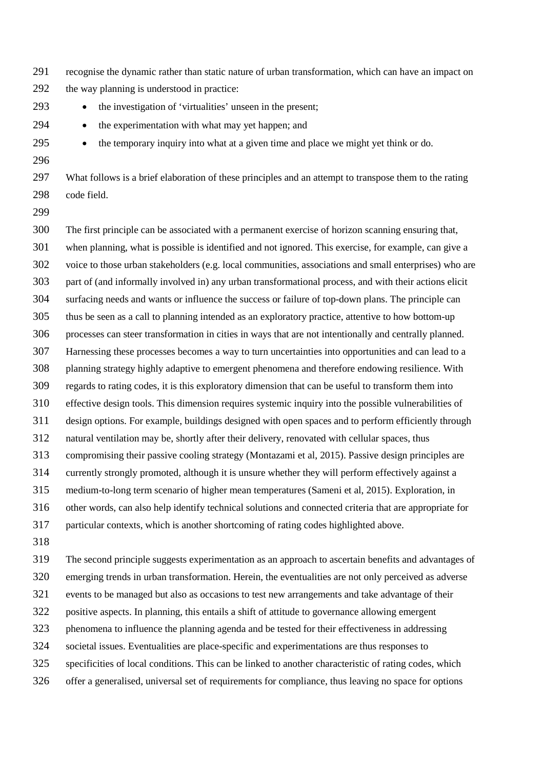recognise the dynamic rather than static nature of urban transformation, which can have an impact on the way planning is understood in practice:

- the investigation of 'virtualities' unseen in the present;
- the experimentation with what may yet happen; and
- the temporary inquiry into what at a given time and place we might yet think or do.

What follows is a brief elaboration of these principles and an attempt to transpose them to the rating code field.

The first principle can be associated with a permanent exercise of horizon scanning ensuring that, when planning, what is possible is identified and not ignored. This exercise, for example, can give a voice to those urban stakeholders (e.g. local communities, associations and small enterprises) who are part of (and informally involved in) any urban transformational process, and with their actions elicit surfacing needs and wants or influence the success or failure of top-down plans. The principle can thus be seen as a call to planning intended as an exploratory practice, attentive to how bottom-up processes can steer transformation in cities in ways that are not intentionally and centrally planned. Harnessing these processes becomes a way to turn uncertainties into opportunities and can lead to a planning strategy highly adaptive to emergent phenomena and therefore endowing resilience. With regards to rating codes, it is this exploratory dimension that can be useful to transform them into effective design tools. This dimension requires systemic inquiry into the possible vulnerabilities of design options. For example, buildings designed with open spaces and to perform efficiently through natural ventilation may be, shortly after their delivery, renovated with cellular spaces, thus compromising their passive cooling strategy (Montazami et al, 2015). Passive design principles are currently strongly promoted, although it is unsure whether they will perform effectively against a medium-to-long term scenario of higher mean temperatures (Sameni et al, 2015). Exploration, in other words, can also help identify technical solutions and connected criteria that are appropriate for particular contexts, which is another shortcoming of rating codes highlighted above.

The second principle suggests experimentation as an approach to ascertain benefits and advantages of emerging trends in urban transformation. Herein, the eventualities are not only perceived as adverse events to be managed but also as occasions to test new arrangements and take advantage of their positive aspects. In planning, this entails a shift of attitude to governance allowing emergent phenomena to influence the planning agenda and be tested for their effectiveness in addressing societal issues. Eventualities are place-specific and experimentations are thus responses to specificities of local conditions. This can be linked to another characteristic of rating codes, which offer a generalised, universal set of requirements for compliance, thus leaving no space for options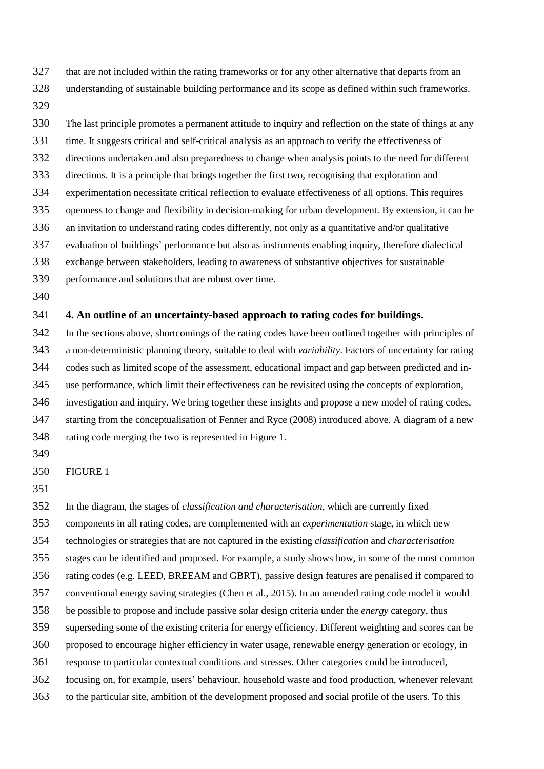that are not included within the rating frameworks or for any other alternative that departs from an understanding of sustainable building performance and its scope as defined within such frameworks.

The last principle promotes a permanent attitude to inquiry and reflection on the state of things at any time. It suggests critical and self-critical analysis as an approach to verify the effectiveness of directions undertaken and also preparedness to change when analysis points to the need for different directions. It is a principle that brings together the first two, recognising that exploration and experimentation necessitate critical reflection to evaluate effectiveness of all options. This requires openness to change and flexibility in decision-making for urban development. By extension, it can be an invitation to understand rating codes differently, not only as a quantitative and/or qualitative evaluation of buildings' performance but also as instruments enabling inquiry, therefore dialectical exchange between stakeholders, leading to awareness of substantive objectives for sustainable performance and solutions that are robust over time.

## 4. An outline of an uncertainty-based approach to rating codes for buildings.

In the sections above, shortcomings of the rating codes have been outlined together with principles of a non-deterministic planning theory, suitable to deal with *variability*. Factors of uncertainty for rating codes such as limited scope of the assessment, educational impact and gap between predicted and in-use performance, which limit their effectiveness can be revisited using the concepts of exploration, investigation and inquiry. We bring together these insights and propose a new model of rating codes, starting from the conceptualisation of Fenner and Ryce (2008) introduced above. A diagram of a new rating code merging the two is represented in Figure 1.

FIGURE 1

In the diagram, the stages of *classification and characterisation*, which are currently fixed components in all rating codes, are complemented with an *experimentation* stage, in which new technologies or strategies that are not captured in the existing *classification* and *characterisation* stages can be identified and proposed. For example, a study shows how, in some of the most common rating codes (e.g. LEED, BREEAM and GBRT), passive design features are penalised if compared to conventional energy saving strategies (Chen et al., 2015). In an amended rating code model it would be possible to propose and include passive solar design criteria under the *energy* category, thus superseding some of the existing criteria for energy efficiency. Different weighting and scores can be proposed to encourage higher efficiency in water usage, renewable energy generation or ecology, in response to particular contextual conditions and stresses. Other categories could be introduced, focusing on, for example, users' behaviour, household waste and food production, whenever relevant to the particular site, ambition of the development proposed and social profile of the users. To this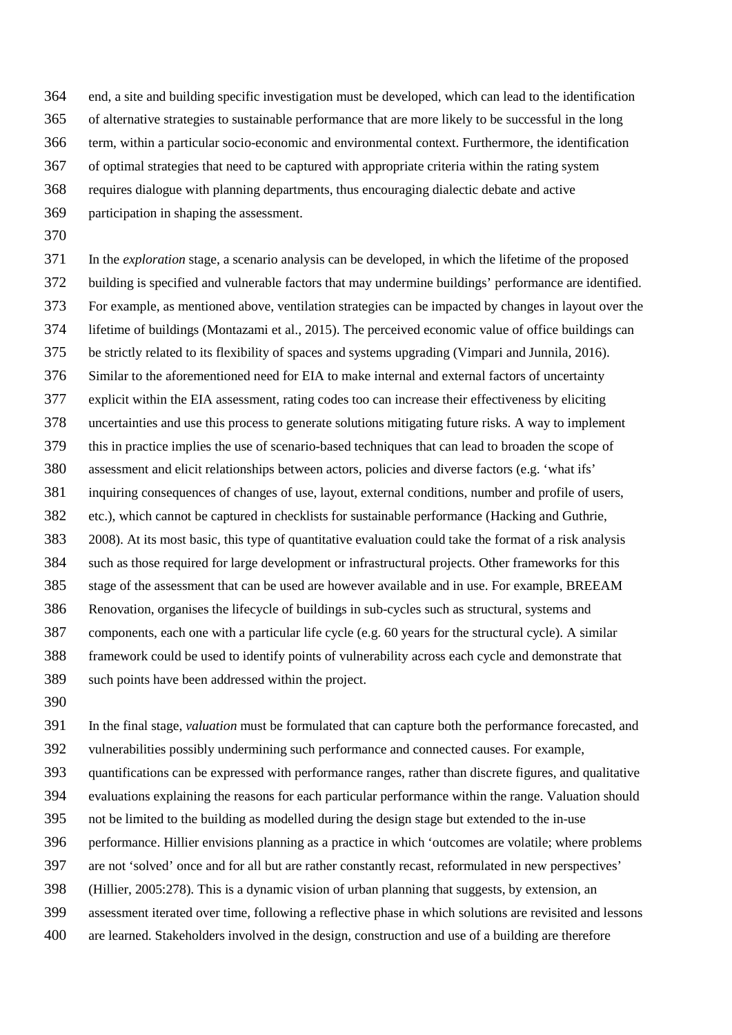end, a site and building specific investigation must be developed, which can lead to the identification of alternative strategies to sustainable performance that are more likely to be successful in the long term, within a particular socio-economic and environmental context. Furthermore, the identification of optimal strategies that need to be captured with appropriate criteria within the rating system requires dialogue with planning departments, thus encouraging dialectic debate and active participation in shaping the assessment.

In the *exploration* stage, a scenario analysis can be developed, in which the lifetime of the proposed building is specified and vulnerable factors that may undermine buildings' performance are identified. For example, as mentioned above, ventilation strategies can be impacted by changes in layout over the lifetime of buildings (Montazami et al., 2015). The perceived economic value of office buildings can be strictly related to its flexibility of spaces and systems upgrading (Vimpari and Junnila, 2016). Similar to the aforementioned need for EIA to make internal and external factors of uncertainty explicit within the EIA assessment, rating codes too can increase their effectiveness by eliciting uncertainties and use this process to generate solutions mitigating future risks. A way to implement this in practice implies the use of scenario-based techniques that can lead to broaden the scope of assessment and elicit relationships between actors, policies and diverse factors (e.g. 'what ifs' inquiring consequences of changes of use, layout, external conditions, number and profile of users, etc.), which cannot be captured in checklists for sustainable performance (Hacking and Guthrie, 2008). At its most basic, this type of quantitative evaluation could take the format of a risk analysis such as those required for large development or infrastructural projects. Other frameworks for this stage of the assessment that can be used are however available and in use. For example, BREEAM Renovation, organises the lifecycle of buildings in sub-cycles such as structural, systems and components, each one with a particular life cycle (e.g. 60 years for the structural cycle). A similar framework could be used to identify points of vulnerability across each cycle and demonstrate that such points have been addressed within the project.

In the final stage, *valuation* must be formulated that can capture both the performance forecasted, and vulnerabilities possibly undermining such performance and connected causes. For example, quantifications can be expressed with performance ranges, rather than discrete figures, and qualitative evaluations explaining the reasons for each particular performance within the range. Valuation should not be limited to the building as modelled during the design stage but extended to the in-use performance. Hillier envisions planning as a practice in which 'outcomes are volatile; where problems are not 'solved' once and for all but are rather constantly recast, reformulated in new perspectives' (Hillier, 2005:278). This is a dynamic vision of urban planning that suggests, by extension, an assessment iterated over time, following a reflective phase in which solutions are revisited and lessons are learned. Stakeholders involved in the design, construction and use of a building are therefore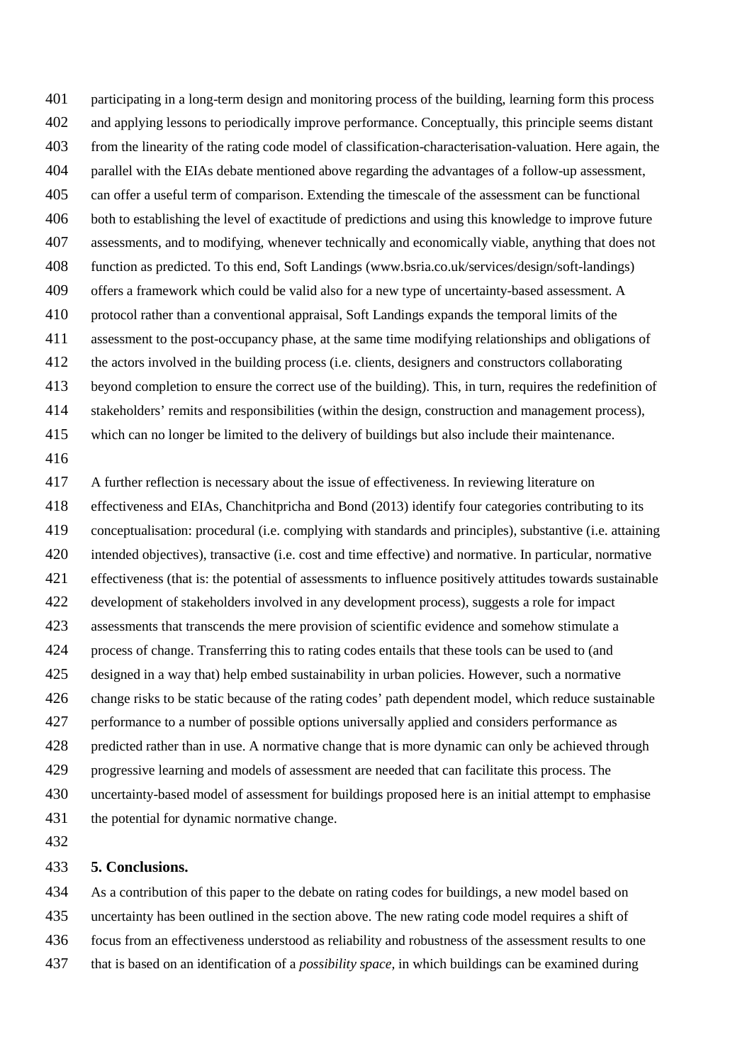participating in a long-term design and monitoring process of the building, learning form this process and applying lessons to periodically improve performance. Conceptually, this principle seems distant from the linearity of the rating code model of classification-characterisation-valuation. Here again, the parallel with the EIAs debate mentioned above regarding the advantages of a follow-up assessment, can offer a useful term of comparison. Extending the timescale of the assessment can be functional both to establishing the level of exactitude of predictions and using this knowledge to improve future assessments, and to modifying, whenever technically and economically viable, anything that does not function as predicted. To this end, Soft Landings (www.bsria.co.uk/services/design/soft-landings) offers a framework which could be valid also for a new type of uncertainty-based assessment. A protocol rather than a conventional appraisal, Soft Landings expands the temporal limits of the assessment to the post-occupancy phase, at the same time modifying relationships and obligations of the actors involved in the building process (i.e. clients, designers and constructors collaborating beyond completion to ensure the correct use of the building). This, in turn, requires the redefinition of stakeholders' remits and responsibilities (within the design, construction and management process), which can no longer be limited to the delivery of buildings but also include their maintenance.

A further reflection is necessary about the issue of effectiveness. In reviewing literature on effectiveness and EIAs, Chanchitpricha and Bond (2013) identify four categories contributing to its conceptualisation: procedural (i.e. complying with standards and principles), substantive (i.e. attaining intended objectives), transactive (i.e. cost and time effective) and normative. In particular, normative effectiveness (that is: the potential of assessments to influence positively attitudes towards sustainable development of stakeholders involved in any development process), suggests a role for impact assessments that transcends the mere provision of scientific evidence and somehow stimulate a process of change. Transferring this to rating codes entails that these tools can be used to (and designed in a way that) help embed sustainability in urban policies. However, such a normative change risks to be static because of the rating codes' path dependent model, which reduce sustainable performance to a number of possible options universally applied and considers performance as predicted rather than in use. A normative change that is more dynamic can only be achieved through progressive learning and models of assessment are needed that can facilitate this process. The uncertainty-based model of assessment for buildings proposed here is an initial attempt to emphasise the potential for dynamic normative change.

## 5. Conclusions.

As a contribution of this paper to the debate on rating codes for buildings, a new model based on uncertainty has been outlined in the section above. The new rating code model requires a shift of focus from an effectiveness understood as reliability and robustness of the assessment results to one that is based on an identification of a *possibility space,* in which buildings can be examined during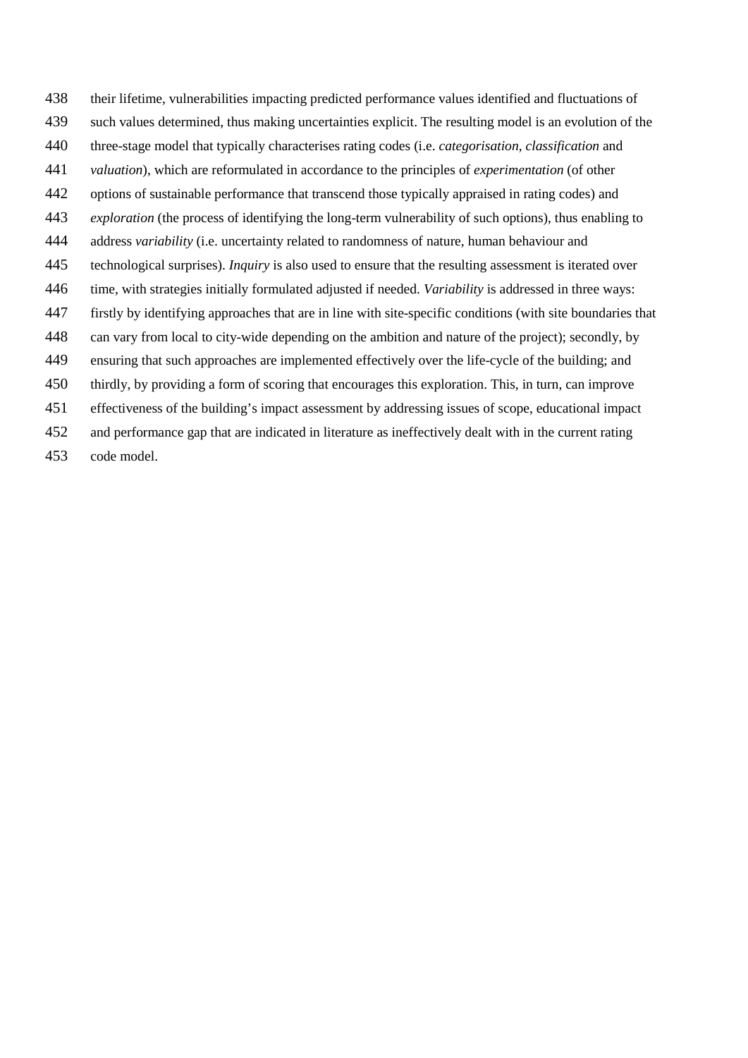their lifetime, vulnerabilities impacting predicted performance values identified and fluctuations of such values determined, thus making uncertainties explicit. The resulting model is an evolution of the three-stage model that typically characterises rating codes (i.e. *categorisation*, *classification* and *valuation*), which are reformulated in accordance to the principles of *experimentation* (of other options of sustainable performance that transcend those typically appraised in rating codes) and *exploration* (the process of identifying the long-term vulnerability of such options), thus enabling to address *variability* (i.e. uncertainty related to randomness of nature, human behaviour and technological surprises). *Inquiry* is also used to ensure that the resulting assessment is iterated over time, with strategies initially formulated adjusted if needed. *Variability* is addressed in three ways: firstly by identifying approaches that are in line with site-specific conditions (with site boundaries that can vary from local to city-wide depending on the ambition and nature of the project); secondly, by ensuring that such approaches are implemented effectively over the life-cycle of the building; and thirdly, by providing a form of scoring that encourages this exploration. This, in turn, can improve effectiveness of the building's impact assessment by addressing issues of scope, educational impact and performance gap that are indicated in literature as ineffectively dealt with in the current rating code model.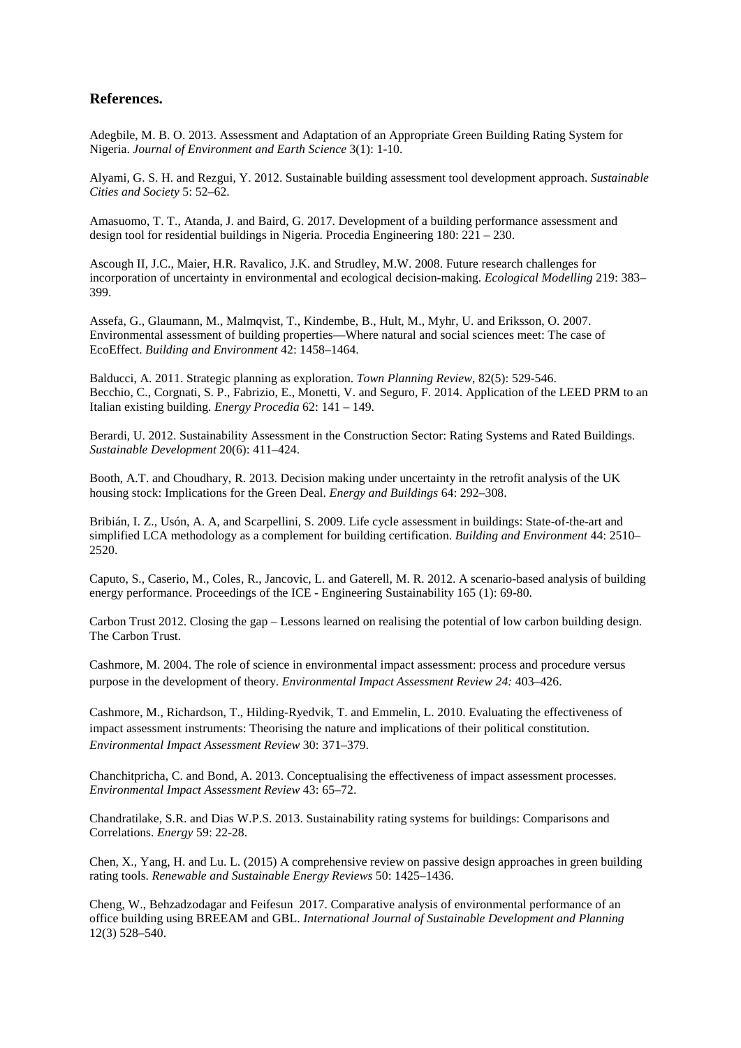## References.

Adegbile, M. B. O. 2013. Assessment and Adaptation of an Appropriate Green Building Rating System for Nigeria. *Journal of Environment and Earth Science* 3(1): 1-10.

Alyami, G. S. H. and Rezgui, Y. 2012. Sustainable building assessment tool development approach. *Sustainable Cities and Society* 5: 52–62.

Amasuomo, T. T., Atanda, J. and Baird, G. 2017. Development of a building performance assessment and design tool for residential buildings in Nigeria. Procedia Engineering 180: 221 – 230.

Ascough II, J.C., Maier, H.R. Ravalico, J.K. and Strudley, M.W. 2008. Future research challenges for incorporation of uncertainty in environmental and ecological decision-making. *Ecological Modelling* 219: 383–399.

Assefa, G., Glaumann, M., Malmqvist, T., Kindembe, B., Hult, M., Myhr, U. and Eriksson, O. 2007. Environmental assessment of building properties—Where natural and social sciences meet: The case of EcoEffect. *Building and Environment* 42: 1458–1464.

Balducci, A. 2011. Strategic planning as exploration. *Town Planning Review*, 82(5): 529-546.
Becchio, C., Corgnati, S. P., Fabrizio, E., Monetti, V. and Seguro, F. 2014. Application of the LEED PRM to an Italian existing building. *Energy Procedia* 62: 141 – 149.

Berardi, U. 2012. Sustainability Assessment in the Construction Sector: Rating Systems and Rated Buildings. *Sustainable Development* 20(6): 411–424.

Booth, A.T. and Choudhary, R. 2013. Decision making under uncertainty in the retrofit analysis of the UK housing stock: Implications for the Green Deal. *Energy and Buildings* 64: 292–308.

Bribián, I. Z., Usón, A. A, and Scarpellini, S. 2009. Life cycle assessment in buildings: State-of-the-art and simplified LCA methodology as a complement for building certification. *Building and Environment* 44: 2510–2520.

Caputo, S., Caserio, M., Coles, R., Jancovic, L. and Gaterell, M. R. 2012. A scenario-based analysis of building energy performance. Proceedings of the ICE - Engineering Sustainability 165 (1): 69-80.

Carbon Trust 2012. Closing the gap – Lessons learned on realising the potential of low carbon building design. The Carbon Trust.

Cashmore, M. 2004. The role of science in environmental impact assessment: process and procedure versus purpose in the development of theory. *Environmental Impact Assessment Review 24:* 403–426.

Cashmore, M., Richardson, T., Hilding-Ryedvik, T. and Emmelin, L. 2010. Evaluating the effectiveness of impact assessment instruments: Theorising the nature and implications of their political constitution. *Environmental Impact Assessment Review* 30: 371–379.

Chanchitpricha, C. and Bond, A. 2013. Conceptualising the effectiveness of impact assessment processes. *Environmental Impact Assessment Review* 43: 65–72.

Chandratilake, S.R. and Dias W.P.S. 2013. Sustainability rating systems for buildings: Comparisons and Correlations. *Energy* 59: 22-28.

Chen, X., Yang, H. and Lu. L. (2015) A comprehensive review on passive design approaches in green building rating tools. *Renewable and Sustainable Energy Reviews* 50: 1425–1436.

Cheng, W., Behzadzodagar and Feifesun 2017. Comparative analysis of environmental performance of an office building using BREEAM and GBL. *International Journal of Sustainable Development and Planning* 12(3) 528–540.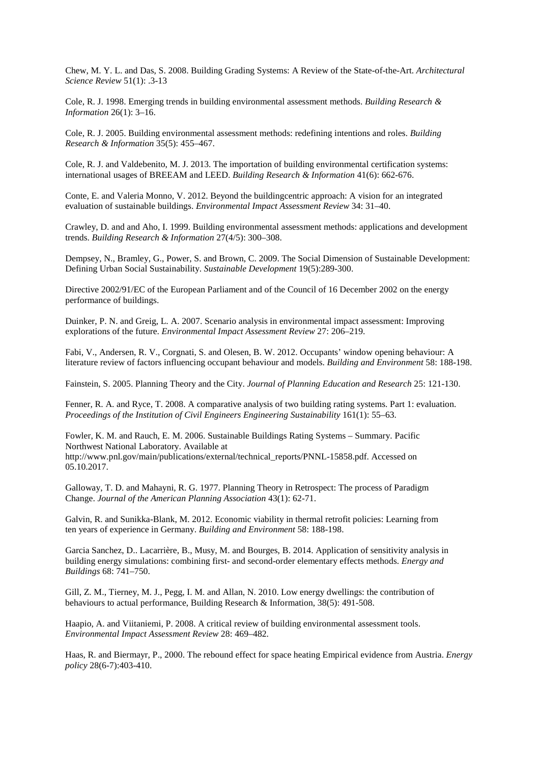Chew, M. Y. L. and Das, S. 2008. Building Grading Systems: A Review of the State-of-the-Art. *Architectural Science Review* 51(1): .3-13

Cole, R. J. 1998. Emerging trends in building environmental assessment methods. *Building Research & Information* 26(1): 3–16.

Cole, R. J. 2005. Building environmental assessment methods: redefining intentions and roles. *Building Research & Information* 35(5): 455–467.

Cole, R. J. and Valdebenito, M. J. 2013. The importation of building environmental certification systems: international usages of BREEAM and LEED. *Building Research & Information* 41(6): 662-676.

Conte, E. and Valeria Monno, V. 2012. Beyond the buildingcentric approach: A vision for an integrated evaluation of sustainable buildings. *Environmental Impact Assessment Review* 34: 31–40.

Crawley, D. and and Aho, I. 1999. Building environmental assessment methods: applications and development trends. *Building Research & Information* 27(4/5): 300–308.

Dempsey, N., Bramley, G., Power, S. and Brown, C. 2009. The Social Dimension of Sustainable Development: Defining Urban Social Sustainability. *Sustainable Development* 19(5):289-300.

Directive 2002/91/EC of the European Parliament and of the Council of 16 December 2002 on the energy performance of buildings.

Duinker, P. N. and Greig, L. A. 2007. Scenario analysis in environmental impact assessment: Improving explorations of the future. *Environmental Impact Assessment Review* 27: 206–219.

Fabi, V., Andersen, R. V., Corgnati, S. and Olesen, B. W. 2012. Occupants' window opening behaviour: A literature review of factors influencing occupant behaviour and models. *Building and Environment* 58: 188-198.

Fainstein, S. 2005. Planning Theory and the City. *Journal of Planning Education and Research* 25: 121-130.

Fenner, R. A. and Ryce, T. 2008. A comparative analysis of two building rating systems. Part 1: evaluation. *Proceedings of the Institution of Civil Engineers Engineering Sustainability* 161(1): 55–63.

Fowler, K. M. and Rauch, E. M. 2006. Sustainable Buildings Rating Systems – Summary. Pacific Northwest National Laboratory. Available at http://www.pnl.gov/main/publications/external/technical_reports/PNNL-15858.pdf. Accessed on 05.10.2017.

Galloway, T. D. and Mahayni, R. G. 1977. Planning Theory in Retrospect: The process of Paradigm Change. *Journal of the American Planning Association* 43(1): 62-71.

Galvin, R. and Sunikka-Blank, M. 2012. Economic viability in thermal retrofit policies: Learning from ten years of experience in Germany. *Building and Environment* 58: 188-198.

Garcia Sanchez, D.. Lacarrière, B., Musy, M. and Bourges, B. 2014. Application of sensitivity analysis in building energy simulations: combining first- and second-order elementary effects methods. *Energy and Buildings* 68: 741–750.

Gill, Z. M., Tierney, M. J., Pegg, I. M. and Allan, N. 2010. Low energy dwellings: the contribution of behaviours to actual performance, Building Research & Information, 38(5): 491-508.

Haapio, A. and Viitaniemi, P. 2008. A critical review of building environmental assessment tools. *Environmental Impact Assessment Review* 28: 469–482.

Haas, R. and Biermayr, P., 2000. The rebound effect for space heating Empirical evidence from Austria. *Energy policy* 28(6-7):403-410.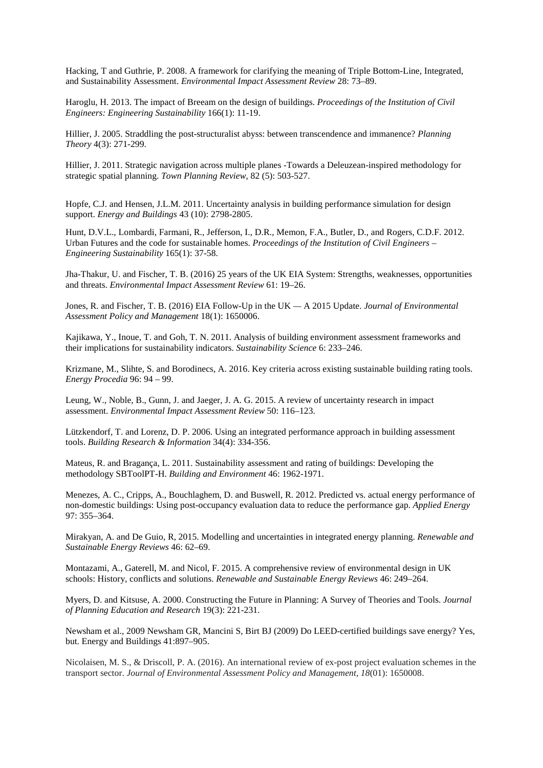Hacking, T and Guthrie, P. 2008. A framework for clarifying the meaning of Triple Bottom-Line, Integrated, and Sustainability Assessment. *Environmental Impact Assessment Review* 28: 73–89.

Haroglu, H. 2013. The impact of Breeam on the design of buildings. *Proceedings of the Institution of Civil Engineers: Engineering Sustainability* 166(1): 11-19.

Hillier, J. 2005. Straddling the post-structuralist abyss: between transcendence and immanence? *Planning Theory* 4(3): 271-299.

Hillier, J. 2011. Strategic navigation across multiple planes -Towards a Deleuzean-inspired methodology for strategic spatial planning. *Town Planning Review*, 82 (5): 503-527.

Hopfe, C.J. and Hensen, J.L.M. 2011. Uncertainty analysis in building performance simulation for design support. *Energy and Buildings* 43 (10): 2798-2805.

Hunt, D.V.L., Lombardi, Farmani, R., Jefferson, I., D.R., Memon, F.A., Butler, D., and Rogers, C.D.F. 2012. Urban Futures and the code for sustainable homes. *Proceedings of the Institution of Civil Engineers – Engineering Sustainability* 165(1): 37-58.

Jha-Thakur, U. and Fischer, T. B. (2016) 25 years of the UK EIA System: Strengths, weaknesses, opportunities and threats. *Environmental Impact Assessment Review* 61: 19–26.

Jones, R. and Fischer, T. B. (2016) EIA Follow-Up in the UK — A 2015 Update. *Journal of Environmental Assessment Policy and Management* 18(1): 1650006.

Kajikawa, Y., Inoue, T. and Goh, T. N. 2011. Analysis of building environment assessment frameworks and their implications for sustainability indicators. *Sustainability Science* 6: 233–246.

Krizmane, M., Slihte, S. and Borodinecs, A. 2016. Key criteria across existing sustainable building rating tools. *Energy Procedia* 96: 94 – 99.

Leung, W., Noble, B., Gunn, J. and Jaeger, J. A. G. 2015. A review of uncertainty research in impact assessment. *Environmental Impact Assessment Review* 50: 116–123.

Lützkendorf, T. and Lorenz, D. P. 2006. Using an integrated performance approach in building assessment tools. *Building Research & Information* 34(4): 334-356.

Mateus, R. and Bragança, L. 2011. Sustainability assessment and rating of buildings: Developing the methodology SBToolPT-H. *Building and Environment* 46: 1962-1971.

Menezes, A. C., Cripps, A., Bouchlaghem, D. and Buswell, R. 2012. Predicted vs. actual energy performance of non-domestic buildings: Using post-occupancy evaluation data to reduce the performance gap. *Applied Energy* 97: 355–364.

Mirakyan, A. and De Guio, R, 2015. Modelling and uncertainties in integrated energy planning. *Renewable and Sustainable Energy Reviews* 46: 62–69.

Montazami, A., Gaterell, M. and Nicol, F. 2015. A comprehensive review of environmental design in UK schools: History, conflicts and solutions. *Renewable and Sustainable Energy Reviews* 46: 249–264.

Myers, D. and Kitsuse, A. 2000. Constructing the Future in Planning: A Survey of Theories and Tools. *Journal of Planning Education and Research* 19(3): 221-231.

Newsham et al., 2009 Newsham GR, Mancini S, Birt BJ (2009) Do LEED-certified buildings save energy? Yes, but. Energy and Buildings 41:897–905.

Nicolaisen, M. S., & Driscoll, P. A. (2016). An international review of ex-post project evaluation schemes in the transport sector. *Journal of Environmental Assessment Policy and Management*, *18*(01): 1650008.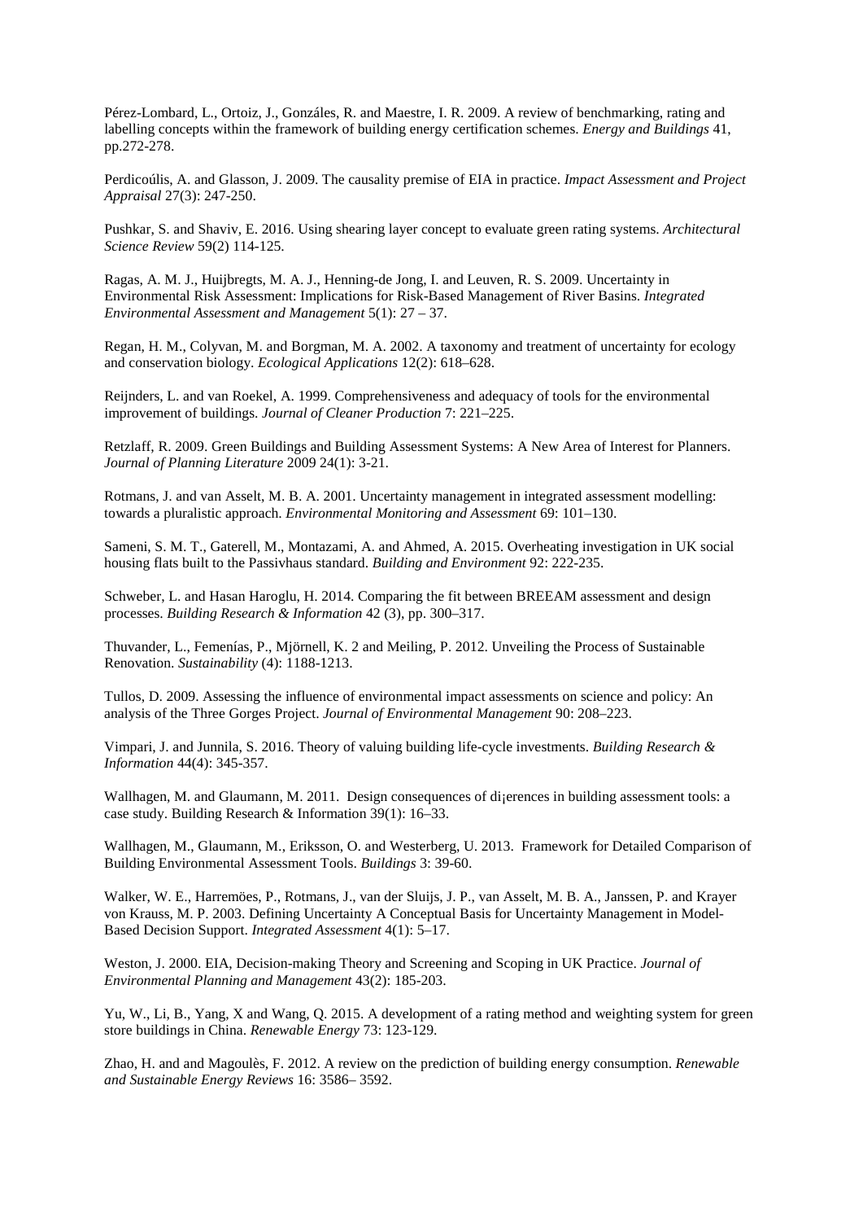Pérez-Lombard, L., Ortoiz, J., Gonzáles, R. and Maestre, I. R. 2009. A review of benchmarking, rating and labelling concepts within the framework of building energy certification schemes. *Energy and Buildings* 41, pp.272-278.

Perdicoúlis, A. and Glasson, J. 2009. The causality premise of EIA in practice. *Impact Assessment and Project Appraisal* 27(3): 247-250.

Pushkar, S. and Shaviv, E. 2016. Using shearing layer concept to evaluate green rating systems. *Architectural Science Review* 59(2) 114-125.

Ragas, A. M. J., Huijbregts, M. A. J., Henning-de Jong, I. and Leuven, R. S. 2009. Uncertainty in Environmental Risk Assessment: Implications for Risk-Based Management of River Basins. *Integrated Environmental Assessment and Management* 5(1): 27 – 37.

Regan, H. M., Colyvan, M. and Borgman, M. A. 2002. A taxonomy and treatment of uncertainty for ecology and conservation biology. *Ecological Applications* 12(2): 618–628.

Reijnders, L. and van Roekel, A. 1999. Comprehensiveness and adequacy of tools for the environmental improvement of buildings. *Journal of Cleaner Production* 7: 221–225.

Retzlaff, R. 2009. Green Buildings and Building Assessment Systems: A New Area of Interest for Planners. *Journal of Planning Literature* 2009 24(1): 3-21.

Rotmans, J. and van Asselt, M. B. A. 2001. Uncertainty management in integrated assessment modelling: towards a pluralistic approach. *Environmental Monitoring and Assessment* 69: 101–130.

Sameni, S. M. T., Gaterell, M., Montazami, A. and Ahmed, A. 2015. Overheating investigation in UK social housing flats built to the Passivhaus standard. *Building and Environment* 92: 222-235.

Schweber, L. and Hasan Haroglu, H. 2014. Comparing the fit between BREEAM assessment and design processes. *Building Research & Information* 42 (3), pp. 300–317.

Thuvander, L., Femenías, P., Mjörnell, K. 2 and Meiling, P. 2012. Unveiling the Process of Sustainable Renovation. *Sustainability* (4): 1188-1213.

Tullos, D. 2009. Assessing the influence of environmental impact assessments on science and policy: An analysis of the Three Gorges Project. *Journal of Environmental Management* 90: 208–223.

Vimpari, J. and Junnila, S. 2016. Theory of valuing building life-cycle investments. *Building Research & Information* 44(4): 345-357.

Wallhagen, M. and Glaumann, M. 2011. Design consequences of di¡erences in building assessment tools: a case study. Building Research & Information 39(1): 16–33.

Wallhagen, M., Glaumann, M., Eriksson, O. and Westerberg, U. 2013. Framework for Detailed Comparison of Building Environmental Assessment Tools. *Buildings* 3: 39-60.

Walker, W. E., Harremöes, P., Rotmans, J., van der Sluijs, J. P., van Asselt, M. B. A., Janssen, P. and Krayer von Krauss, M. P. 2003. Defining Uncertainty A Conceptual Basis for Uncertainty Management in Model-Based Decision Support. *Integrated Assessment* 4(1): 5–17.

Weston, J. 2000. EIA, Decision-making Theory and Screening and Scoping in UK Practice. *Journal of Environmental Planning and Management* 43(2): 185-203.

Yu, W., Li, B., Yang, X and Wang, Q. 2015. A development of a rating method and weighting system for green store buildings in China. *Renewable Energy* 73: 123-129.

Zhao, H. and and Magoulès, F. 2012. A review on the prediction of building energy consumption. *Renewable and Sustainable Energy Reviews* 16: 3586– 3592.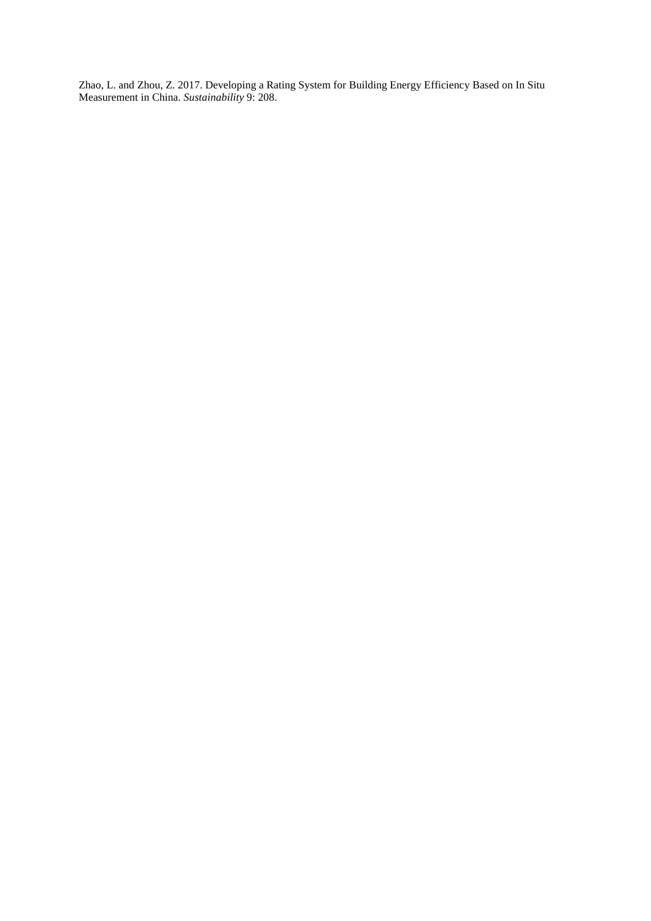Zhao, L. and Zhou, Z. 2017. Developing a Rating System for Building Energy Efficiency Based on In Situ Measurement in China. *Sustainability* 9: 208.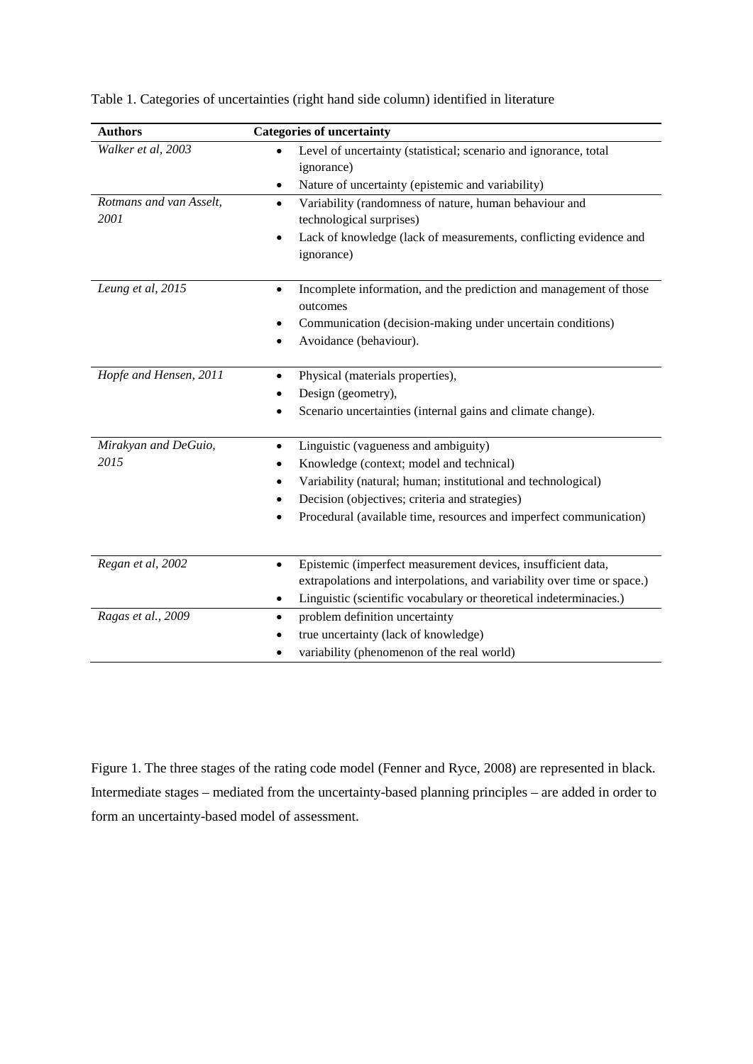Table 1. Categories of uncertainties (right hand side column) identified in literature

| Authors | Categories of uncertainty |
|---|---|
| *Walker et al, 2003* | • Level of uncertainty (statistical; scenario and ignorance, total ignorance)<br>• Nature of uncertainty (epistemic and variability) |
| *Rotmans and van Asselt, 2001* | • Variability (randomness of nature, human behaviour and technological surprises)<br>• Lack of knowledge (lack of measurements, conflicting evidence and ignorance) |
| *Leung et al, 2015* | • Incomplete information, and the prediction and management of those outcomes<br>• Communication (decision-making under uncertain conditions)<br>• Avoidance (behaviour). |
| *Hopfe and Hensen, 2011* | • Physical (materials properties),<br>• Design (geometry),<br>• Scenario uncertainties (internal gains and climate change). |
| *Mirakyan and DeGuio, 2015* | • Linguistic (vagueness and ambiguity)<br>• Knowledge (context; model and technical)<br>• Variability (natural; human; institutional and technological)<br>• Decision (objectives; criteria and strategies)<br>• Procedural (available time, resources and imperfect communication) |
| *Regan et al, 2002* | • Epistemic (imperfect measurement devices, insufficient data, extrapolations and interpolations, and variability over time or space.)<br>• Linguistic (scientific vocabulary or theoretical indeterminacies.) |
| *Ragas et al., 2009* | • problem definition uncertainty<br>• true uncertainty (lack of knowledge)<br>• variability (phenomenon of the real world) |

Figure 1. The three stages of the rating code model (Fenner and Ryce, 2008) are represented in black. Intermediate stages – mediated from the uncertainty-based planning principles – are added in order to form an uncertainty-based model of assessment.